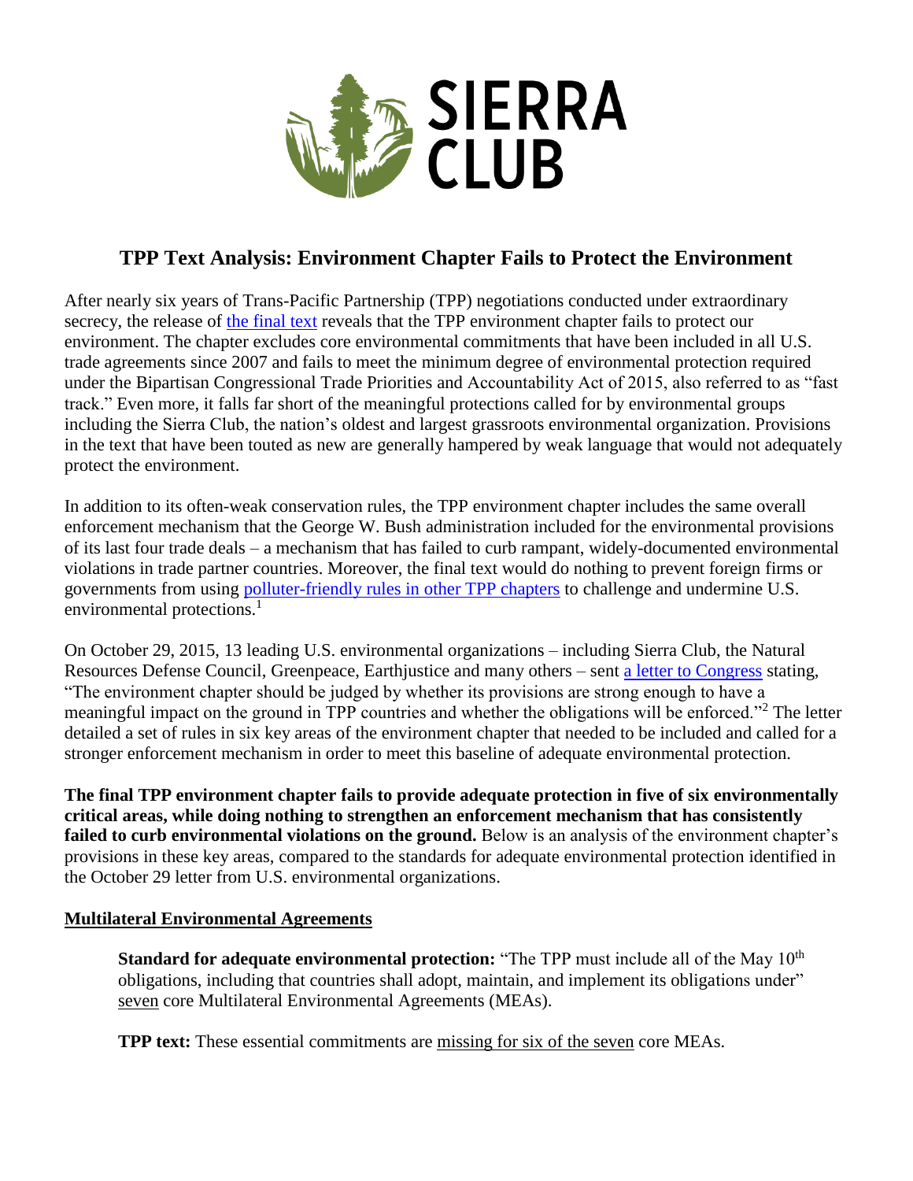SIERRA CLUB

# TPP Text Analysis: Environment Chapter Fails to Protect the Environment

After nearly six years of Trans-Pacific Partnership (TPP) negotiations conducted under extraordinary secrecy, the release of [the final text](#) reveals that the TPP environment chapter fails to protect our environment. The chapter excludes core environmental commitments that have been included in all U.S. trade agreements since 2007 and fails to meet the minimum degree of environmental protection required under the Bipartisan Congressional Trade Priorities and Accountability Act of 2015, also referred to as "fast track." Even more, it falls far short of the meaningful protections called for by environmental groups including the Sierra Club, the nation's oldest and largest grassroots environmental organization. Provisions in the text that have been touted as new are generally hampered by weak language that would not adequately protect the environment.

In addition to its often-weak conservation rules, the TPP environment chapter includes the same overall enforcement mechanism that the George W. Bush administration included for the environmental provisions of its last four trade deals – a mechanism that has failed to curb rampant, widely-documented environmental violations in trade partner countries. Moreover, the final text would do nothing to prevent foreign firms or governments from using [polluter-friendly rules in other TPP chapters](#) to challenge and undermine U.S. environmental protections.[1]

On October 29, 2015, 13 leading U.S. environmental organizations – including Sierra Club, the Natural Resources Defense Council, Greenpeace, Earthjustice and many others – sent [a letter to Congress](#) stating, "The environment chapter should be judged by whether its provisions are strong enough to have a meaningful impact on the ground in TPP countries and whether the obligations will be enforced."[2] The letter detailed a set of rules in six key areas of the environment chapter that needed to be included and called for a stronger enforcement mechanism in order to meet this baseline of adequate environmental protection.

**The final TPP environment chapter fails to provide adequate protection in five of six environmentally critical areas, while doing nothing to strengthen an enforcement mechanism that has consistently failed to curb environmental violations on the ground.** Below is an analysis of the environment chapter's provisions in these key areas, compared to the standards for adequate environmental protection identified in the October 29 letter from U.S. environmental organizations.

## Multilateral Environmental Agreements

**Standard for adequate environmental protection:** "The TPP must include all of the May 10th obligations, including that countries shall adopt, maintain, and implement its obligations under" seven core Multilateral Environmental Agreements (MEAs).

**TPP text:** These essential commitments are missing for six of the seven core MEAs.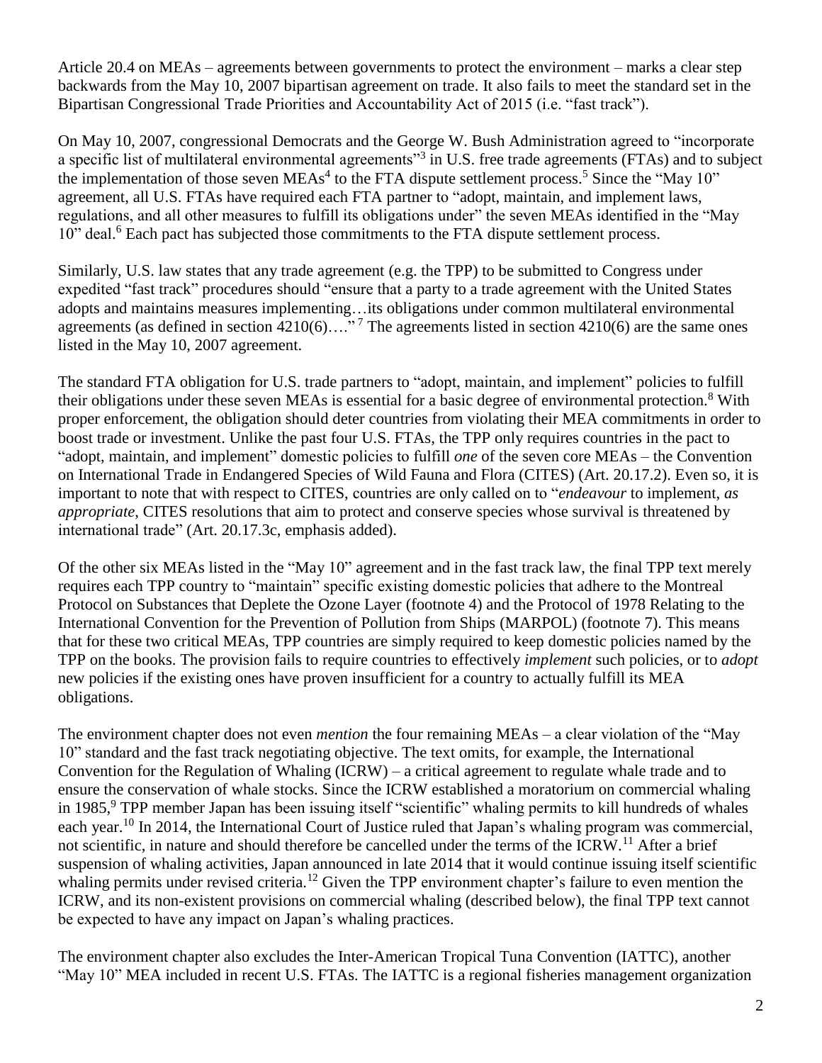Article 20.4 on MEAs – agreements between governments to protect the environment – marks a clear step backwards from the May 10, 2007 bipartisan agreement on trade. It also fails to meet the standard set in the Bipartisan Congressional Trade Priorities and Accountability Act of 2015 (i.e. "fast track").

On May 10, 2007, congressional Democrats and the George W. Bush Administration agreed to "incorporate a specific list of multilateral environmental agreements"[3] in U.S. free trade agreements (FTAs) and to subject the implementation of those seven MEAs[4] to the FTA dispute settlement process.[5] Since the "May 10" agreement, all U.S. FTAs have required each FTA partner to "adopt, maintain, and implement laws, regulations, and all other measures to fulfill its obligations under" the seven MEAs identified in the "May 10" deal.[6] Each pact has subjected those commitments to the FTA dispute settlement process.

Similarly, U.S. law states that any trade agreement (e.g. the TPP) to be submitted to Congress under expedited "fast track" procedures should "ensure that a party to a trade agreement with the United States adopts and maintains measures implementing…its obligations under common multilateral environmental agreements (as defined in section 4210(6)…."[7] The agreements listed in section 4210(6) are the same ones listed in the May 10, 2007 agreement.

The standard FTA obligation for U.S. trade partners to "adopt, maintain, and implement" policies to fulfill their obligations under these seven MEAs is essential for a basic degree of environmental protection.[8] With proper enforcement, the obligation should deter countries from violating their MEA commitments in order to boost trade or investment. Unlike the past four U.S. FTAs, the TPP only requires countries in the pact to "adopt, maintain, and implement" domestic policies to fulfill *one* of the seven core MEAs – the Convention on International Trade in Endangered Species of Wild Fauna and Flora (CITES) (Art. 20.17.2). Even so, it is important to note that with respect to CITES, countries are only called on to "*endeavour* to implement, *as appropriate*, CITES resolutions that aim to protect and conserve species whose survival is threatened by international trade" (Art. 20.17.3c, emphasis added).

Of the other six MEAs listed in the "May 10" agreement and in the fast track law, the final TPP text merely requires each TPP country to "maintain" specific existing domestic policies that adhere to the Montreal Protocol on Substances that Deplete the Ozone Layer (footnote 4) and the Protocol of 1978 Relating to the International Convention for the Prevention of Pollution from Ships (MARPOL) (footnote 7). This means that for these two critical MEAs, TPP countries are simply required to keep domestic policies named by the TPP on the books. The provision fails to require countries to effectively *implement* such policies, or to *adopt* new policies if the existing ones have proven insufficient for a country to actually fulfill its MEA obligations.

The environment chapter does not even *mention* the four remaining MEAs – a clear violation of the "May 10" standard and the fast track negotiating objective. The text omits, for example, the International Convention for the Regulation of Whaling (ICRW) – a critical agreement to regulate whale trade and to ensure the conservation of whale stocks. Since the ICRW established a moratorium on commercial whaling in 1985,[9] TPP member Japan has been issuing itself "scientific" whaling permits to kill hundreds of whales each year.[10] In 2014, the International Court of Justice ruled that Japan's whaling program was commercial, not scientific, in nature and should therefore be cancelled under the terms of the ICRW.[11] After a brief suspension of whaling activities, Japan announced in late 2014 that it would continue issuing itself scientific whaling permits under revised criteria.[12] Given the TPP environment chapter's failure to even mention the ICRW, and its non-existent provisions on commercial whaling (described below), the final TPP text cannot be expected to have any impact on Japan's whaling practices.

The environment chapter also excludes the Inter-American Tropical Tuna Convention (IATTC), another "May 10" MEA included in recent U.S. FTAs. The IATTC is a regional fisheries management organization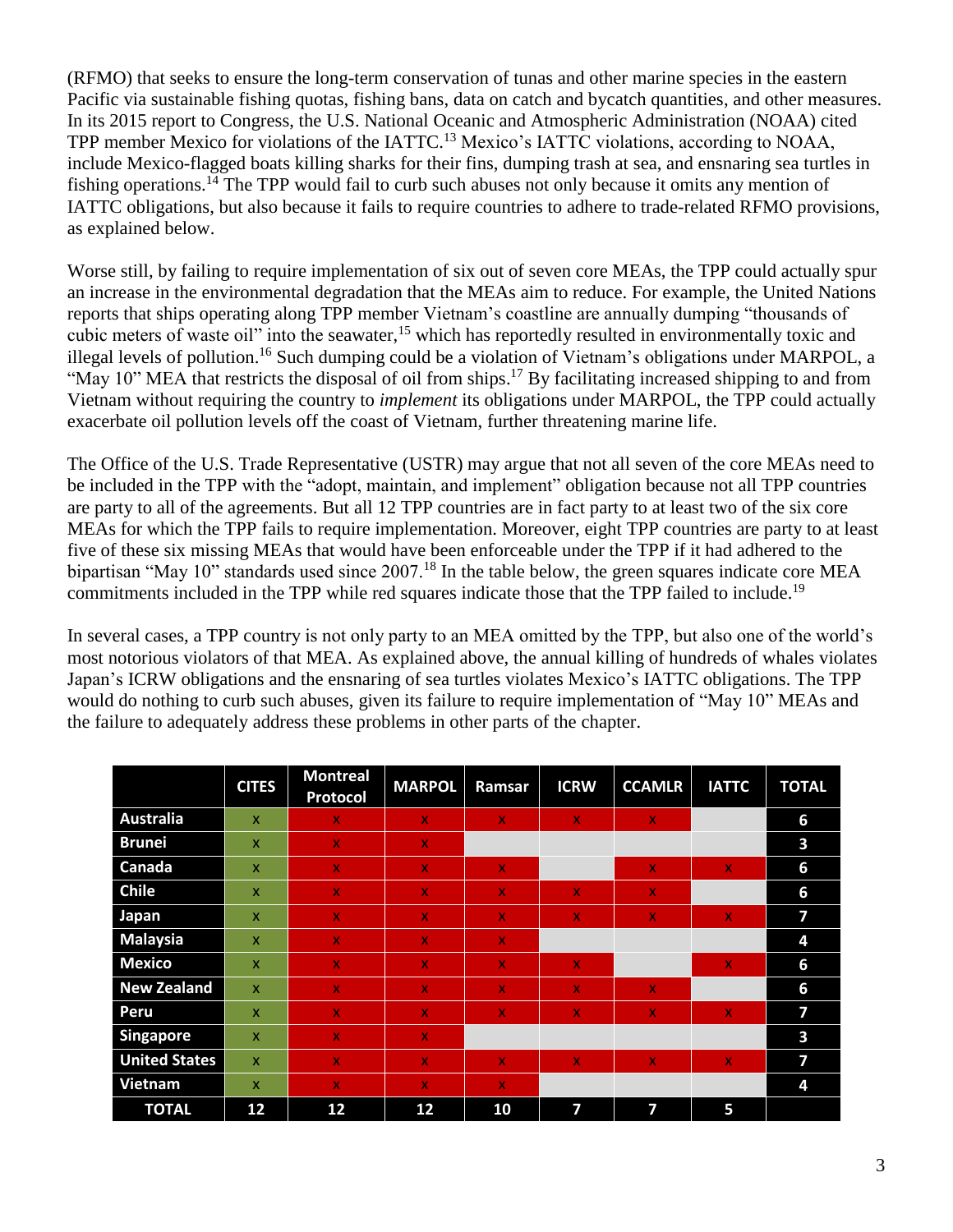(RFMO) that seeks to ensure the long-term conservation of tunas and other marine species in the eastern Pacific via sustainable fishing quotas, fishing bans, data on catch and bycatch quantities, and other measures. In its 2015 report to Congress, the U.S. National Oceanic and Atmospheric Administration (NOAA) cited TPP member Mexico for violations of the IATTC.[13] Mexico's IATTC violations, according to NOAA, include Mexico-flagged boats killing sharks for their fins, dumping trash at sea, and ensnaring sea turtles in fishing operations.[14] The TPP would fail to curb such abuses not only because it omits any mention of IATTC obligations, but also because it fails to require countries to adhere to trade-related RFMO provisions, as explained below.

Worse still, by failing to require implementation of six out of seven core MEAs, the TPP could actually spur an increase in the environmental degradation that the MEAs aim to reduce. For example, the United Nations reports that ships operating along TPP member Vietnam's coastline are annually dumping "thousands of cubic meters of waste oil" into the seawater,[15] which has reportedly resulted in environmentally toxic and illegal levels of pollution.[16] Such dumping could be a violation of Vietnam's obligations under MARPOL, a "May 10" MEA that restricts the disposal of oil from ships.[17] By facilitating increased shipping to and from Vietnam without requiring the country to *implement* its obligations under MARPOL, the TPP could actually exacerbate oil pollution levels off the coast of Vietnam, further threatening marine life.

The Office of the U.S. Trade Representative (USTR) may argue that not all seven of the core MEAs need to be included in the TPP with the "adopt, maintain, and implement" obligation because not all TPP countries are party to all of the agreements. But all 12 TPP countries are in fact party to at least two of the six core MEAs for which the TPP fails to require implementation. Moreover, eight TPP countries are party to at least five of these six missing MEAs that would have been enforceable under the TPP if it had adhered to the bipartisan "May 10" standards used since 2007.[18] In the table below, the green squares indicate core MEA commitments included in the TPP while red squares indicate those that the TPP failed to include.[19]

In several cases, a TPP country is not only party to an MEA omitted by the TPP, but also one of the world's most notorious violators of that MEA. As explained above, the annual killing of hundreds of whales violates Japan's ICRW obligations and the ensnaring of sea turtles violates Mexico's IATTC obligations. The TPP would do nothing to curb such abuses, given its failure to require implementation of "May 10" MEAs and the failure to adequately address these problems in other parts of the chapter.

| | CITES | Montreal Protocol | MARPOL | Ramsar | ICRW | CCAMLR | IATTC | TOTAL |
|---|---|---|---|---|---|---|---|---|
| Australia | x | x | x | x | x | x | | 6 |
| Brunei | x | x | x | | | | | 3 |
| Canada | x | x | x | x | | x | x | 6 |
| Chile | x | x | x | x | x | x | | 6 |
| Japan | x | x | x | x | x | x | x | 7 |
| Malaysia | x | x | x | x | | | | 4 |
| Mexico | x | x | x | x | x | | x | 6 |
| New Zealand | x | x | x | x | x | x | | 6 |
| Peru | x | x | x | x | x | x | x | 7 |
| Singapore | x | x | x | | | | | 3 |
| United States | x | x | x | x | x | x | x | 7 |
| Vietnam | x | x | x | x | | | | 4 |
| TOTAL | 12 | 12 | 12 | 10 | 7 | 7 | 5 | |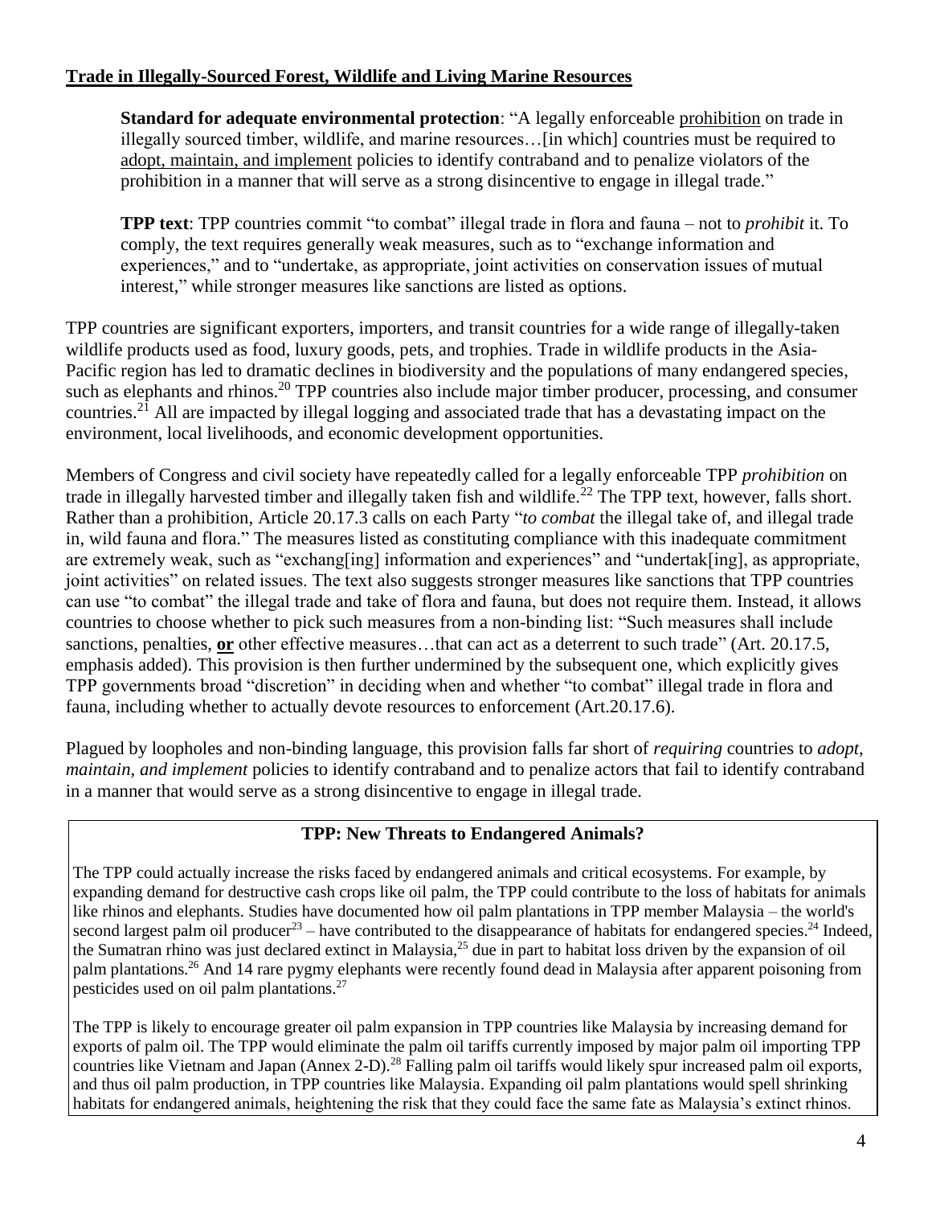**<u>Trade in Illegally-Sourced Forest, Wildlife and Living Marine Resources</u>**

> **Standard for adequate environmental protection**: "A legally enforceable <u>prohibition</u> on trade in illegally sourced timber, wildlife, and marine resources…[in which] countries must be required to <u>adopt, maintain, and implement</u> policies to identify contraband and to penalize violators of the prohibition in a manner that will serve as a strong disincentive to engage in illegal trade."
>
> **TPP text**: TPP countries commit "to combat" illegal trade in flora and fauna – not to *prohibit* it. To comply, the text requires generally weak measures, such as to "exchange information and experiences," and to "undertake, as appropriate, joint activities on conservation issues of mutual interest," while stronger measures like sanctions are listed as options.

TPP countries are significant exporters, importers, and transit countries for a wide range of illegally-taken wildlife products used as food, luxury goods, pets, and trophies. Trade in wildlife products in the Asia-Pacific region has led to dramatic declines in biodiversity and the populations of many endangered species, such as elephants and rhinos.[20] TPP countries also include major timber producer, processing, and consumer countries.[21] All are impacted by illegal logging and associated trade that has a devastating impact on the environment, local livelihoods, and economic development opportunities.

Members of Congress and civil society have repeatedly called for a legally enforceable TPP *prohibition* on trade in illegally harvested timber and illegally taken fish and wildlife.[22] The TPP text, however, falls short. Rather than a prohibition, Article 20.17.3 calls on each Party "*to combat* the illegal take of, and illegal trade in, wild fauna and flora." The measures listed as constituting compliance with this inadequate commitment are extremely weak, such as "exchang[ing] information and experiences" and "undertak[ing], as appropriate, joint activities" on related issues. The text also suggests stronger measures like sanctions that TPP countries can use "to combat" the illegal trade and take of flora and fauna, but does not require them. Instead, it allows countries to choose whether to pick such measures from a non-binding list: "Such measures shall include sanctions, penalties, <u>**or**</u> other effective measures…that can act as a deterrent to such trade" (Art. 20.17.5, emphasis added). This provision is then further undermined by the subsequent one, which explicitly gives TPP governments broad "discretion" in deciding when and whether "to combat" illegal trade in flora and fauna, including whether to actually devote resources to enforcement (Art.20.17.6).

Plagued by loopholes and non-binding language, this provision falls far short of *requiring* countries to *adopt, maintain, and implement* policies to identify contraband and to penalize actors that fail to identify contraband in a manner that would serve as a strong disincentive to engage in illegal trade.

**TPP: New Threats to Endangered Animals?**

The TPP could actually increase the risks faced by endangered animals and critical ecosystems. For example, by expanding demand for destructive cash crops like oil palm, the TPP could contribute to the loss of habitats for animals like rhinos and elephants. Studies have documented how oil palm plantations in TPP member Malaysia – the world's second largest palm oil producer[23] – have contributed to the disappearance of habitats for endangered species.[24] Indeed, the Sumatran rhino was just declared extinct in Malaysia,[25] due in part to habitat loss driven by the expansion of oil palm plantations.[26] And 14 rare pygmy elephants were recently found dead in Malaysia after apparent poisoning from pesticides used on oil palm plantations.[27]

The TPP is likely to encourage greater oil palm expansion in TPP countries like Malaysia by increasing demand for exports of palm oil. The TPP would eliminate the palm oil tariffs currently imposed by major palm oil importing TPP countries like Vietnam and Japan (Annex 2-D).[28] Falling palm oil tariffs would likely spur increased palm oil exports, and thus oil palm production, in TPP countries like Malaysia. Expanding oil palm plantations would spell shrinking habitats for endangered animals, heightening the risk that they could face the same fate as Malaysia's extinct rhinos.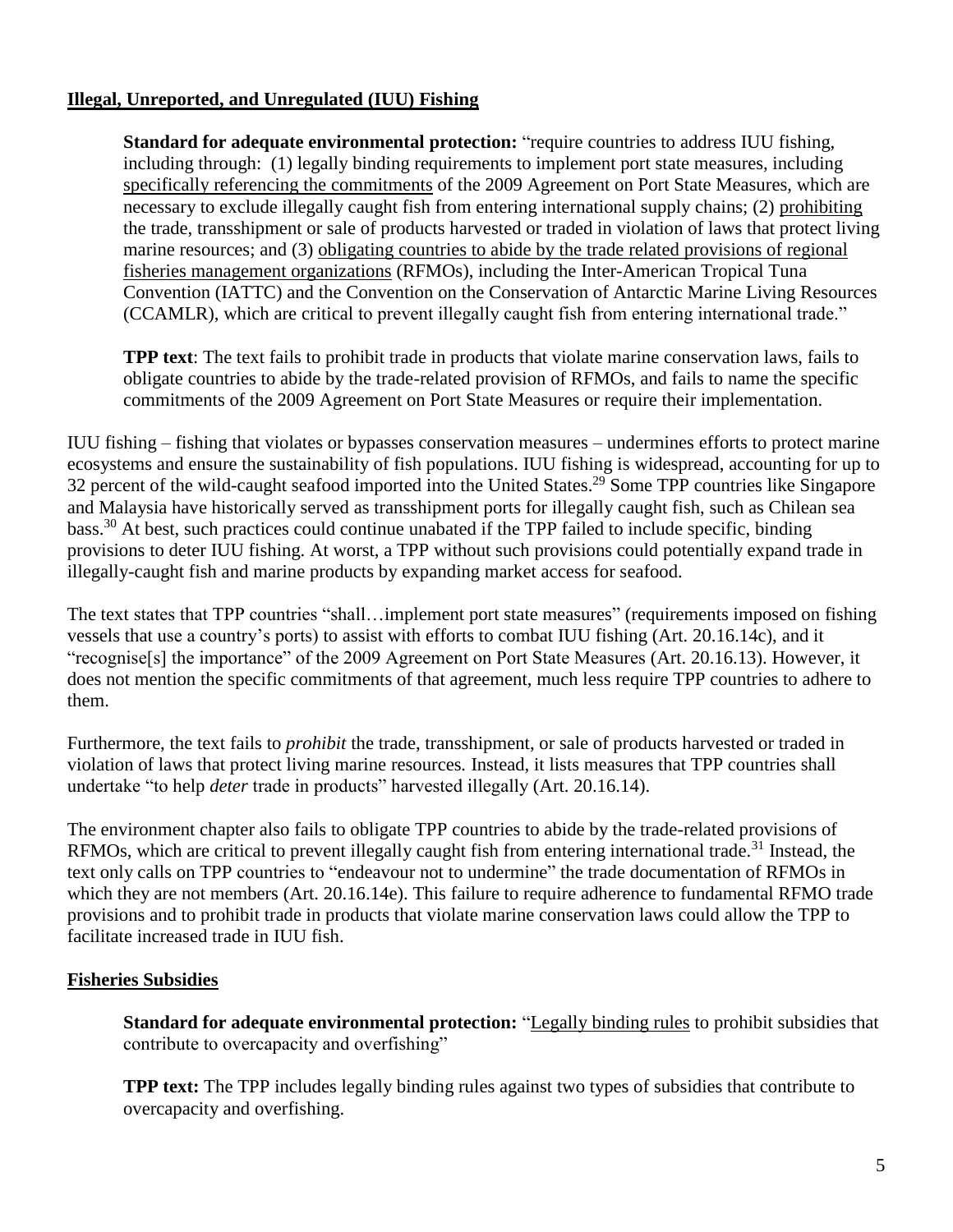## Illegal, Unreported, and Unregulated (IUU) Fishing

> **Standard for adequate environmental protection:** "require countries to address IUU fishing, including through: (1) legally binding requirements to implement port state measures, including specifically referencing the commitments of the 2009 Agreement on Port State Measures, which are necessary to exclude illegally caught fish from entering international supply chains; (2) prohibiting the trade, transshipment or sale of products harvested or traded in violation of laws that protect living marine resources; and (3) obligating countries to abide by the trade related provisions of regional fisheries management organizations (RFMOs), including the Inter-American Tropical Tuna Convention (IATTC) and the Convention on the Conservation of Antarctic Marine Living Resources (CCAMLR), which are critical to prevent illegally caught fish from entering international trade."
>
> **TPP text**: The text fails to prohibit trade in products that violate marine conservation laws, fails to obligate countries to abide by the trade-related provision of RFMOs, and fails to name the specific commitments of the 2009 Agreement on Port State Measures or require their implementation.

IUU fishing – fishing that violates or bypasses conservation measures – undermines efforts to protect marine ecosystems and ensure the sustainability of fish populations. IUU fishing is widespread, accounting for up to 32 percent of the wild-caught seafood imported into the United States.[29] Some TPP countries like Singapore and Malaysia have historically served as transshipment ports for illegally caught fish, such as Chilean sea bass.[30] At best, such practices could continue unabated if the TPP failed to include specific, binding provisions to deter IUU fishing. At worst, a TPP without such provisions could potentially expand trade in illegally-caught fish and marine products by expanding market access for seafood.

The text states that TPP countries "shall…implement port state measures" (requirements imposed on fishing vessels that use a country's ports) to assist with efforts to combat IUU fishing (Art. 20.16.14c), and it "recognise[s] the importance" of the 2009 Agreement on Port State Measures (Art. 20.16.13). However, it does not mention the specific commitments of that agreement, much less require TPP countries to adhere to them.

Furthermore, the text fails to *prohibit* the trade, transshipment, or sale of products harvested or traded in violation of laws that protect living marine resources. Instead, it lists measures that TPP countries shall undertake "to help *deter* trade in products" harvested illegally (Art. 20.16.14).

The environment chapter also fails to obligate TPP countries to abide by the trade-related provisions of RFMOs, which are critical to prevent illegally caught fish from entering international trade.[31] Instead, the text only calls on TPP countries to "endeavour not to undermine" the trade documentation of RFMOs in which they are not members (Art. 20.16.14e). This failure to require adherence to fundamental RFMO trade provisions and to prohibit trade in products that violate marine conservation laws could allow the TPP to facilitate increased trade in IUU fish.

## Fisheries Subsidies

> **Standard for adequate environmental protection:** "Legally binding rules to prohibit subsidies that contribute to overcapacity and overfishing"
>
> **TPP text:** The TPP includes legally binding rules against two types of subsidies that contribute to overcapacity and overfishing.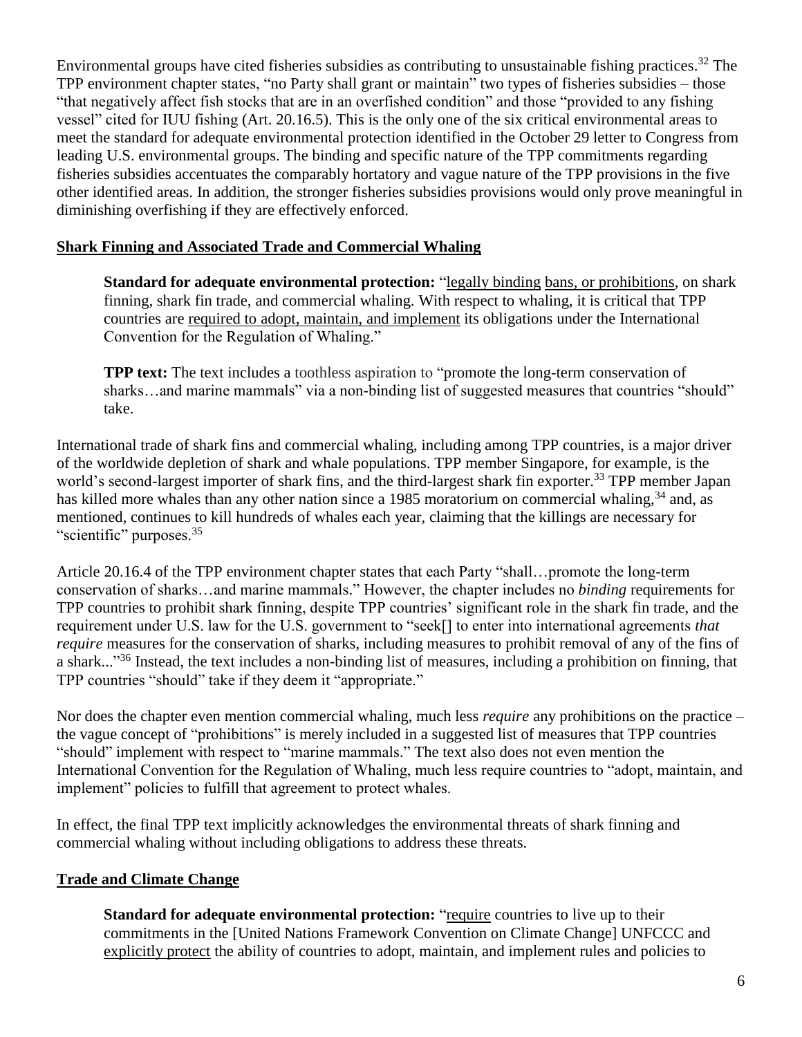Environmental groups have cited fisheries subsidies as contributing to unsustainable fishing practices.[32] The TPP environment chapter states, "no Party shall grant or maintain" two types of fisheries subsidies – those "that negatively affect fish stocks that are in an overfished condition" and those "provided to any fishing vessel" cited for IUU fishing (Art. 20.16.5). This is the only one of the six critical environmental areas to meet the standard for adequate environmental protection identified in the October 29 letter to Congress from leading U.S. environmental groups. The binding and specific nature of the TPP commitments regarding fisheries subsidies accentuates the comparably hortatory and vague nature of the TPP provisions in the five other identified areas. In addition, the stronger fisheries subsidies provisions would only prove meaningful in diminishing overfishing if they are effectively enforced.

## Shark Finning and Associated Trade and Commercial Whaling

> **Standard for adequate environmental protection:** "legally binding bans, or prohibitions, on shark finning, shark fin trade, and commercial whaling. With respect to whaling, it is critical that TPP countries are required to adopt, maintain, and implement its obligations under the International Convention for the Regulation of Whaling."
>
> **TPP text:** The text includes a toothless aspiration to "promote the long-term conservation of sharks…and marine mammals" via a non-binding list of suggested measures that countries "should" take.

International trade of shark fins and commercial whaling, including among TPP countries, is a major driver of the worldwide depletion of shark and whale populations. TPP member Singapore, for example, is the world's second-largest importer of shark fins, and the third-largest shark fin exporter.[33] TPP member Japan has killed more whales than any other nation since a 1985 moratorium on commercial whaling,[34] and, as mentioned, continues to kill hundreds of whales each year, claiming that the killings are necessary for "scientific" purposes.[35]

Article 20.16.4 of the TPP environment chapter states that each Party "shall…promote the long-term conservation of sharks…and marine mammals." However, the chapter includes no *binding* requirements for TPP countries to prohibit shark finning, despite TPP countries' significant role in the shark fin trade, and the requirement under U.S. law for the U.S. government to "seek[] to enter into international agreements *that require* measures for the conservation of sharks, including measures to prohibit removal of any of the fins of a shark..."[36] Instead, the text includes a non-binding list of measures, including a prohibition on finning, that TPP countries "should" take if they deem it "appropriate."

Nor does the chapter even mention commercial whaling, much less *require* any prohibitions on the practice – the vague concept of "prohibitions" is merely included in a suggested list of measures that TPP countries "should" implement with respect to "marine mammals." The text also does not even mention the International Convention for the Regulation of Whaling, much less require countries to "adopt, maintain, and implement" policies to fulfill that agreement to protect whales.

In effect, the final TPP text implicitly acknowledges the environmental threats of shark finning and commercial whaling without including obligations to address these threats.

## Trade and Climate Change

> **Standard for adequate environmental protection:** "require countries to live up to their commitments in the [United Nations Framework Convention on Climate Change] UNFCCC and explicitly protect the ability of countries to adopt, maintain, and implement rules and policies to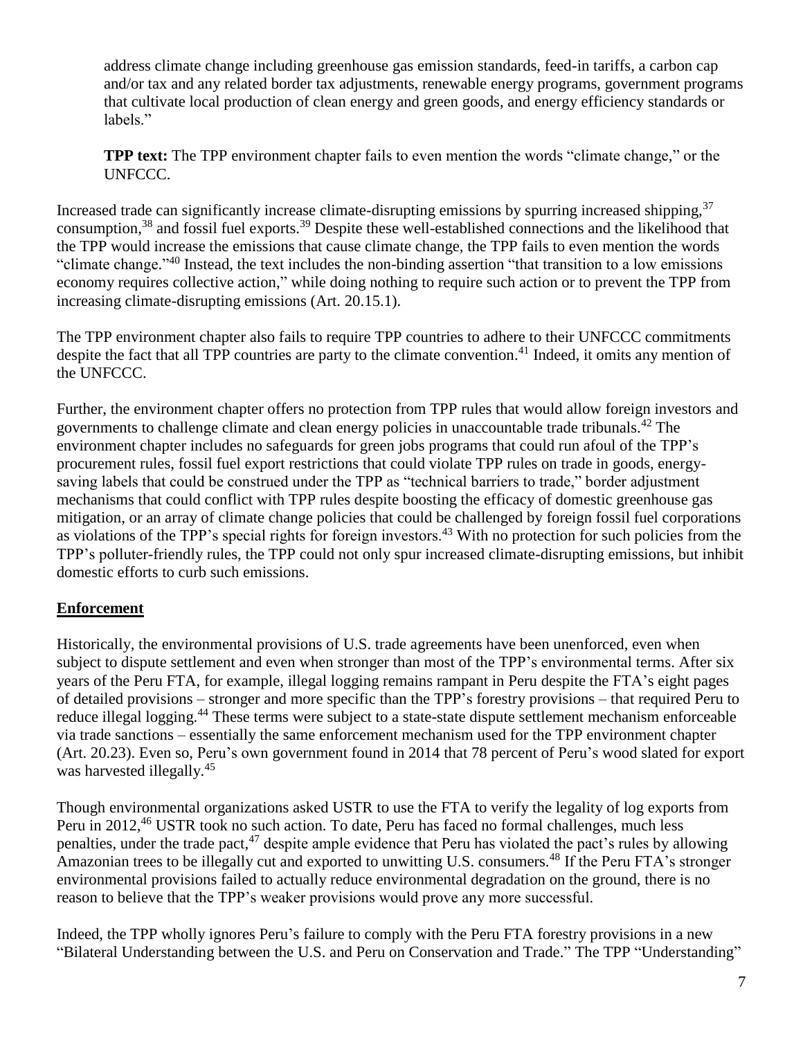address climate change including greenhouse gas emission standards, feed-in tariffs, a carbon cap and/or tax and any related border tax adjustments, renewable energy programs, government programs that cultivate local production of clean energy and green goods, and energy efficiency standards or labels."

**TPP text:** The TPP environment chapter fails to even mention the words "climate change," or the UNFCCC.

Increased trade can significantly increase climate-disrupting emissions by spurring increased shipping,[37] consumption,[38] and fossil fuel exports.[39] Despite these well-established connections and the likelihood that the TPP would increase the emissions that cause climate change, the TPP fails to even mention the words "climate change."[40] Instead, the text includes the non-binding assertion "that transition to a low emissions economy requires collective action," while doing nothing to require such action or to prevent the TPP from increasing climate-disrupting emissions (Art. 20.15.1).

The TPP environment chapter also fails to require TPP countries to adhere to their UNFCCC commitments despite the fact that all TPP countries are party to the climate convention.[41] Indeed, it omits any mention of the UNFCCC.

Further, the environment chapter offers no protection from TPP rules that would allow foreign investors and governments to challenge climate and clean energy policies in unaccountable trade tribunals.[42] The environment chapter includes no safeguards for green jobs programs that could run afoul of the TPP's procurement rules, fossil fuel export restrictions that could violate TPP rules on trade in goods, energy-saving labels that could be construed under the TPP as "technical barriers to trade," border adjustment mechanisms that could conflict with TPP rules despite boosting the efficacy of domestic greenhouse gas mitigation, or an array of climate change policies that could be challenged by foreign fossil fuel corporations as violations of the TPP's special rights for foreign investors.[43] With no protection for such policies from the TPP's polluter-friendly rules, the TPP could not only spur increased climate-disrupting emissions, but inhibit domestic efforts to curb such emissions.

## Enforcement

Historically, the environmental provisions of U.S. trade agreements have been unenforced, even when subject to dispute settlement and even when stronger than most of the TPP's environmental terms. After six years of the Peru FTA, for example, illegal logging remains rampant in Peru despite the FTA's eight pages of detailed provisions – stronger and more specific than the TPP's forestry provisions – that required Peru to reduce illegal logging.[44] These terms were subject to a state-state dispute settlement mechanism enforceable via trade sanctions – essentially the same enforcement mechanism used for the TPP environment chapter (Art. 20.23). Even so, Peru's own government found in 2014 that 78 percent of Peru's wood slated for export was harvested illegally.[45]

Though environmental organizations asked USTR to use the FTA to verify the legality of log exports from Peru in 2012,[46] USTR took no such action. To date, Peru has faced no formal challenges, much less penalties, under the trade pact,[47] despite ample evidence that Peru has violated the pact's rules by allowing Amazonian trees to be illegally cut and exported to unwitting U.S. consumers.[48] If the Peru FTA's stronger environmental provisions failed to actually reduce environmental degradation on the ground, there is no reason to believe that the TPP's weaker provisions would prove any more successful.

Indeed, the TPP wholly ignores Peru's failure to comply with the Peru FTA forestry provisions in a new "Bilateral Understanding between the U.S. and Peru on Conservation and Trade." The TPP "Understanding"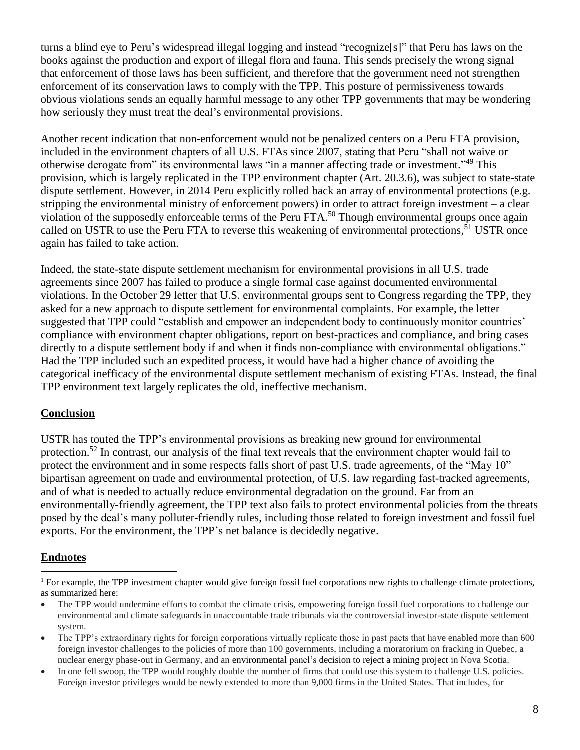turns a blind eye to Peru's widespread illegal logging and instead "recognize[s]" that Peru has laws on the books against the production and export of illegal flora and fauna. This sends precisely the wrong signal – that enforcement of those laws has been sufficient, and therefore that the government need not strengthen enforcement of its conservation laws to comply with the TPP. This posture of permissiveness towards obvious violations sends an equally harmful message to any other TPP governments that may be wondering how seriously they must treat the deal's environmental provisions.

Another recent indication that non-enforcement would not be penalized centers on a Peru FTA provision, included in the environment chapters of all U.S. FTAs since 2007, stating that Peru "shall not waive or otherwise derogate from" its environmental laws "in a manner affecting trade or investment."[49] This provision, which is largely replicated in the TPP environment chapter (Art. 20.3.6), was subject to state-state dispute settlement. However, in 2014 Peru explicitly rolled back an array of environmental protections (e.g. stripping the environmental ministry of enforcement powers) in order to attract foreign investment – a clear violation of the supposedly enforceable terms of the Peru FTA.[50] Though environmental groups once again called on USTR to use the Peru FTA to reverse this weakening of environmental protections,[51] USTR once again has failed to take action.

Indeed, the state-state dispute settlement mechanism for environmental provisions in all U.S. trade agreements since 2007 has failed to produce a single formal case against documented environmental violations. In the October 29 letter that U.S. environmental groups sent to Congress regarding the TPP, they asked for a new approach to dispute settlement for environmental complaints. For example, the letter suggested that TPP could "establish and empower an independent body to continuously monitor countries' compliance with environment chapter obligations, report on best-practices and compliance, and bring cases directly to a dispute settlement body if and when it finds non-compliance with environmental obligations." Had the TPP included such an expedited process, it would have had a higher chance of avoiding the categorical inefficacy of the environmental dispute settlement mechanism of existing FTAs. Instead, the final TPP environment text largely replicates the old, ineffective mechanism.

## Conclusion

USTR has touted the TPP's environmental provisions as breaking new ground for environmental protection.[52] In contrast, our analysis of the final text reveals that the environment chapter would fail to protect the environment and in some respects falls short of past U.S. trade agreements, of the "May 10" bipartisan agreement on trade and environmental protection, of U.S. law regarding fast-tracked agreements, and of what is needed to actually reduce environmental degradation on the ground. Far from an environmentally-friendly agreement, the TPP text also fails to protect environmental policies from the threats posed by the deal's many polluter-friendly rules, including those related to foreign investment and fossil fuel exports. For the environment, the TPP's net balance is decidedly negative.

## Endnotes

[1] For example, the TPP investment chapter would give foreign fossil fuel corporations new rights to challenge climate protections, as summarized here:

- The TPP would undermine efforts to combat the climate crisis, empowering foreign fossil fuel corporations to challenge our environmental and climate safeguards in unaccountable trade tribunals via the controversial investor-state dispute settlement system.
- The TPP's extraordinary rights for foreign corporations virtually replicate those in past pacts that have enabled more than 600 foreign investor challenges to the policies of more than 100 governments, including a moratorium on fracking in Quebec, a nuclear energy phase-out in Germany, and an environmental panel's decision to reject a mining project in Nova Scotia.
- In one fell swoop, the TPP would roughly double the number of firms that could use this system to challenge U.S. policies. Foreign investor privileges would be newly extended to more than 9,000 firms in the United States. That includes, for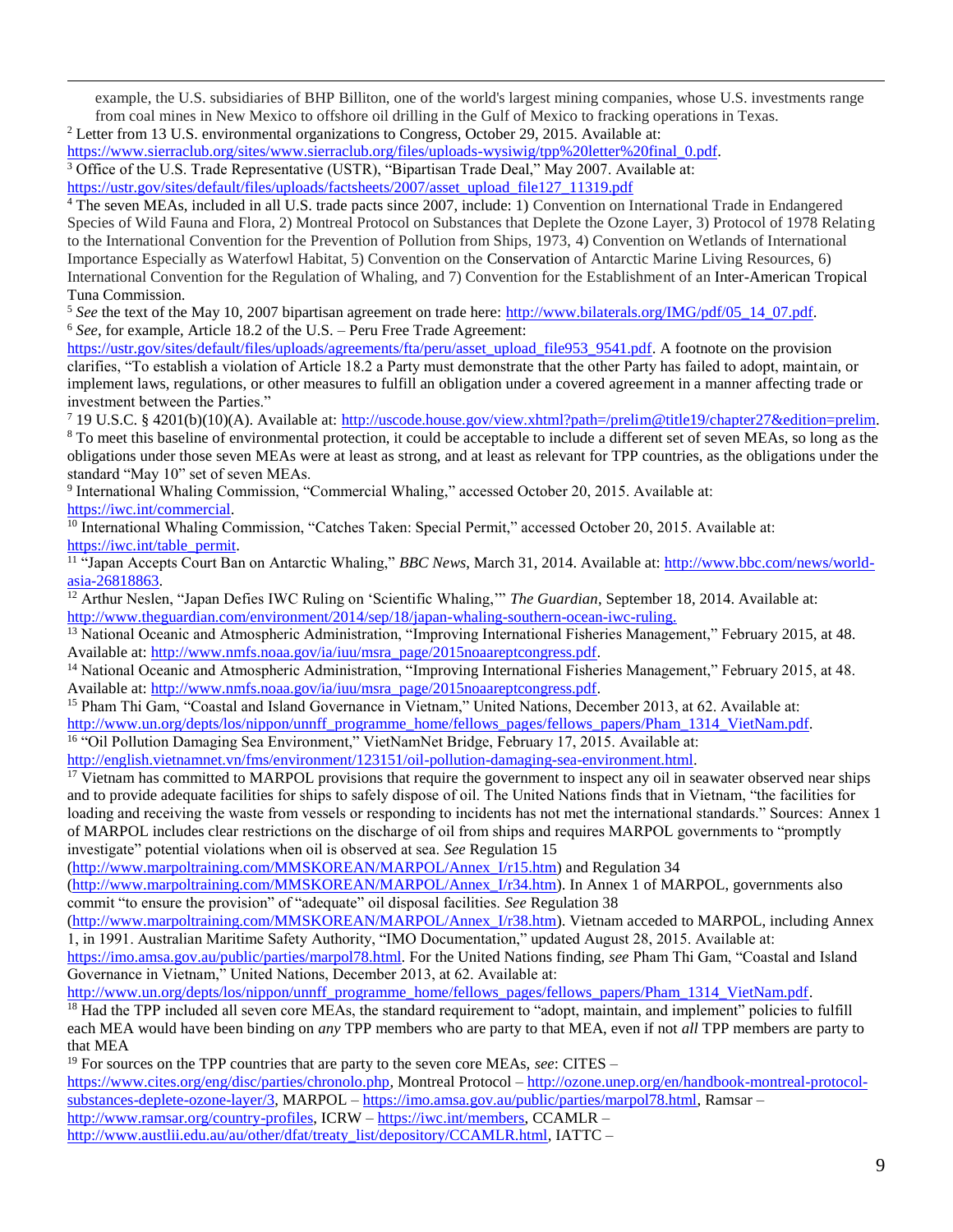example, the U.S. subsidiaries of BHP Billiton, one of the world's largest mining companies, whose U.S. investments range from coal mines in New Mexico to offshore oil drilling in the Gulf of Mexico to fracking operations in Texas.

[2] Letter from 13 U.S. environmental organizations to Congress, October 29, 2015. Available at: https://www.sierraclub.org/sites/www.sierraclub.org/files/uploads-wysiwig/tpp%20letter%20final_0.pdf.

[3] Office of the U.S. Trade Representative (USTR), "Bipartisan Trade Deal," May 2007. Available at: https://ustr.gov/sites/default/files/uploads/factsheets/2007/asset_upload_file127_11319.pdf

[4] The seven MEAs, included in all U.S. trade pacts since 2007, include: 1) Convention on International Trade in Endangered Species of Wild Fauna and Flora, 2) Montreal Protocol on Substances that Deplete the Ozone Layer, 3) Protocol of 1978 Relating to the International Convention for the Prevention of Pollution from Ships, 1973, 4) Convention on Wetlands of International Importance Especially as Waterfowl Habitat, 5) Convention on the Conservation of Antarctic Marine Living Resources, 6) International Convention for the Regulation of Whaling, and 7) Convention for the Establishment of an Inter-American Tropical Tuna Commission.

[5] *See* the text of the May 10, 2007 bipartisan agreement on trade here: http://www.bilaterals.org/IMG/pdf/05_14_07.pdf.

[6] *See*, for example, Article 18.2 of the U.S. – Peru Free Trade Agreement: https://ustr.gov/sites/default/files/uploads/agreements/fta/peru/asset_upload_file953_9541.pdf. A footnote on the provision clarifies, "To establish a violation of Article 18.2 a Party must demonstrate that the other Party has failed to adopt, maintain, or implement laws, regulations, or other measures to fulfill an obligation under a covered agreement in a manner affecting trade or investment between the Parties."

[7] 19 U.S.C. § 4201(b)(10)(A). Available at: http://uscode.house.gov/view.xhtml?path=/prelim@title19/chapter27&edition=prelim.

[8] To meet this baseline of environmental protection, it could be acceptable to include a different set of seven MEAs, so long as the obligations under those seven MEAs were at least as strong, and at least as relevant for TPP countries, as the obligations under the standard "May 10" set of seven MEAs.

[9] International Whaling Commission, "Commercial Whaling," accessed October 20, 2015. Available at: https://iwc.int/commercial.

[10] International Whaling Commission, "Catches Taken: Special Permit," accessed October 20, 2015. Available at: https://iwc.int/table_permit.

[11] "Japan Accepts Court Ban on Antarctic Whaling," *BBC News*, March 31, 2014. Available at: http://www.bbc.com/news/world-asia-26818863.

[12] Arthur Neslen, "Japan Defies IWC Ruling on 'Scientific Whaling,'" *The Guardian*, September 18, 2014. Available at: http://www.theguardian.com/environment/2014/sep/18/japan-whaling-southern-ocean-iwc-ruling.

[13] National Oceanic and Atmospheric Administration, "Improving International Fisheries Management," February 2015, at 48. Available at: http://www.nmfs.noaa.gov/ia/iuu/msra_page/2015noaareptcongress.pdf.

[14] National Oceanic and Atmospheric Administration, "Improving International Fisheries Management," February 2015, at 48. Available at: http://www.nmfs.noaa.gov/ia/iuu/msra_page/2015noaareptcongress.pdf.

[15] Pham Thi Gam, "Coastal and Island Governance in Vietnam," United Nations, December 2013, at 62. Available at: http://www.un.org/depts/los/nippon/unnff_programme_home/fellows_pages/fellows_papers/Pham_1314_VietNam.pdf.

[16] "Oil Pollution Damaging Sea Environment," VietNamNet Bridge, February 17, 2015. Available at: http://english.vietnamnet.vn/fms/environment/123151/oil-pollution-damaging-sea-environment.html.

[17] Vietnam has committed to MARPOL provisions that require the government to inspect any oil in seawater observed near ships and to provide adequate facilities for ships to safely dispose of oil. The United Nations finds that in Vietnam, "the facilities for loading and receiving the waste from vessels or responding to incidents has not met the international standards." Sources: Annex 1 of MARPOL includes clear restrictions on the discharge of oil from ships and requires MARPOL governments to "promptly investigate" potential violations when oil is observed at sea. *See* Regulation 15 (http://www.marpoltraining.com/MMSKOREAN/MARPOL/Annex_I/r15.htm) and Regulation 34 (http://www.marpoltraining.com/MMSKOREAN/MARPOL/Annex_I/r34.htm). In Annex 1 of MARPOL, governments also commit "to ensure the provision" of "adequate" oil disposal facilities. *See* Regulation 38 (http://www.marpoltraining.com/MMSKOREAN/MARPOL/Annex_I/r38.htm). Vietnam acceded to MARPOL, including Annex 1, in 1991. Australian Maritime Safety Authority, "IMO Documentation," updated August 28, 2015. Available at: https://imo.amsa.gov.au/public/parties/marpol78.html. For the United Nations finding, *see* Pham Thi Gam, "Coastal and Island Governance in Vietnam," United Nations, December 2013, at 62. Available at: http://www.un.org/depts/los/nippon/unnff_programme_home/fellows_pages/fellows_papers/Pham_1314_VietNam.pdf.

[18] Had the TPP included all seven core MEAs, the standard requirement to "adopt, maintain, and implement" policies to fulfill each MEA would have been binding on *any* TPP members who are party to that MEA, even if not *all* TPP members are party to that MEA

[19] For sources on the TPP countries that are party to the seven core MEAs, *see*: CITES – https://www.cites.org/eng/disc/parties/chronolo.php, Montreal Protocol – http://ozone.unep.org/en/handbook-montreal-protocol-substances-deplete-ozone-layer/3, MARPOL – https://imo.amsa.gov.au/public/parties/marpol78.html, Ramsar – http://www.ramsar.org/country-profiles, ICRW – https://iwc.int/members, CCAMLR – http://www.austlii.edu.au/au/other/dfat/treaty_list/depository/CCAMLR.html, IATTC –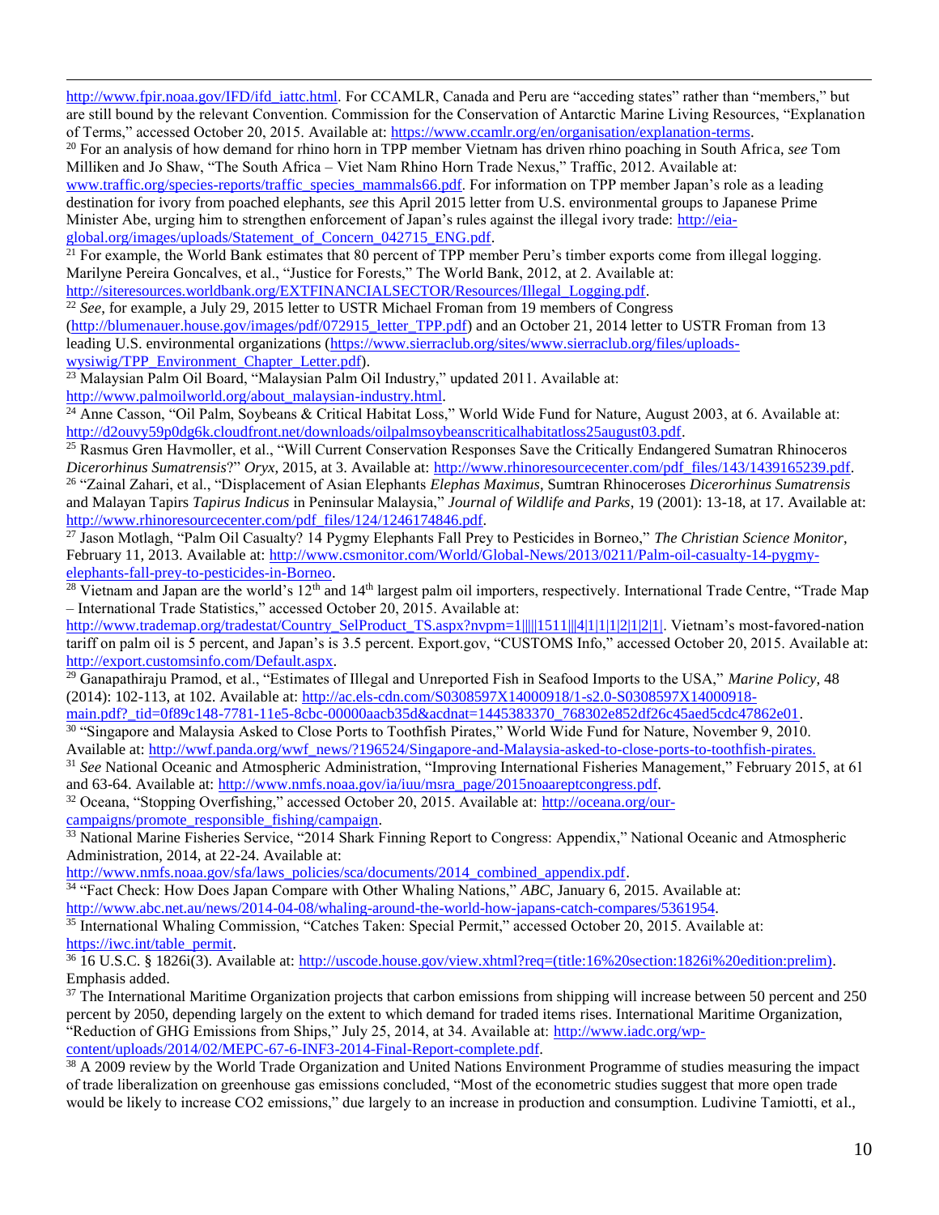http://www.fpir.noaa.gov/IFD/ifd_iattc.html. For CCAMLR, Canada and Peru are "acceding states" rather than "members," but are still bound by the relevant Convention. Commission for the Conservation of Antarctic Marine Living Resources, "Explanation of Terms," accessed October 20, 2015. Available at: https://www.ccamlr.org/en/organisation/explanation-terms.

[20] For an analysis of how demand for rhino horn in TPP member Vietnam has driven rhino poaching in South Africa, *see* Tom Milliken and Jo Shaw, "The South Africa – Viet Nam Rhino Horn Trade Nexus," Traffic, 2012. Available at: www.traffic.org/species-reports/traffic_species_mammals66.pdf. For information on TPP member Japan's role as a leading destination for ivory from poached elephants, *see* this April 2015 letter from U.S. environmental groups to Japanese Prime Minister Abe, urging him to strengthen enforcement of Japan's rules against the illegal ivory trade: http://eia-global.org/images/uploads/Statement_of_Concern_042715_ENG.pdf.

[21] For example, the World Bank estimates that 80 percent of TPP member Peru's timber exports come from illegal logging. Marilyne Pereira Goncalves, et al., "Justice for Forests," The World Bank, 2012, at 2. Available at: http://siteresources.worldbank.org/EXTFINANCIALSECTOR/Resources/Illegal_Logging.pdf.

[22] *See*, for example, a July 29, 2015 letter to USTR Michael Froman from 19 members of Congress (http://blumenauer.house.gov/images/pdf/072915_letter_TPP.pdf) and an October 21, 2014 letter to USTR Froman from 13 leading U.S. environmental organizations (https://www.sierraclub.org/sites/www.sierraclub.org/files/uploads-wysiwig/TPP_Environment_Chapter_Letter.pdf).

[23] Malaysian Palm Oil Board, "Malaysian Palm Oil Industry," updated 2011. Available at: http://www.palmoilworld.org/about_malaysian-industry.html.

[24] Anne Casson, "Oil Palm, Soybeans & Critical Habitat Loss," World Wide Fund for Nature, August 2003, at 6. Available at: http://d2ouvy59p0dg6k.cloudfront.net/downloads/oilpalmsoybeanscriticalhabitatloss25august03.pdf.

[25] Rasmus Gren Havmoller, et al., "Will Current Conservation Responses Save the Critically Endangered Sumatran Rhinoceros *Dicerorhinus Sumatrensis*?" *Oryx*, 2015, at 3. Available at: http://www.rhinoresourcecenter.com/pdf_files/143/1439165239.pdf.

[26] "Zainal Zahari, et al., "Displacement of Asian Elephants *Elephas Maximus*, Sumtran Rhinoceroses *Dicerorhinus Sumatrensis* and Malayan Tapirs *Tapirus Indicus* in Peninsular Malaysia," *Journal of Wildlife and Parks*, 19 (2001): 13-18, at 17. Available at: http://www.rhinoresourcecenter.com/pdf_files/124/1246174846.pdf.

[27] Jason Motlagh, "Palm Oil Casualty? 14 Pygmy Elephants Fall Prey to Pesticides in Borneo," *The Christian Science Monitor*, February 11, 2013. Available at: http://www.csmonitor.com/World/Global-News/2013/0211/Palm-oil-casualty-14-pygmy-elephants-fall-prey-to-pesticides-in-Borneo.

[28] Vietnam and Japan are the world's 12th and 14th largest palm oil importers, respectively. International Trade Centre, "Trade Map – International Trade Statistics," accessed October 20, 2015. Available at: http://www.trademap.org/tradestat/Country_SelProduct_TS.aspx?nvpm=1|||||1511|||4|1|1|1|2|1|2|1|. Vietnam's most-favored-nation tariff on palm oil is 5 percent, and Japan's is 3.5 percent. Export.gov, "CUSTOMS Info," accessed October 20, 2015. Available at: http://export.customsinfo.com/Default.aspx.

[29] Ganapathiraju Pramod, et al., "Estimates of Illegal and Unreported Fish in Seafood Imports to the USA," *Marine Policy*, 48 (2014): 102-113, at 102. Available at: http://ac.els-cdn.com/S0308597X14000918/1-s2.0-S0308597X14000918-main.pdf?_tid=0f89c148-7781-11e5-8cbc-00000aacb35d&acdnat=1445383370_768302e852df26c45aed5cdc47862e01.

[30] "Singapore and Malaysia Asked to Close Ports to Toothfish Pirates," World Wide Fund for Nature, November 9, 2010. Available at: http://wwf.panda.org/wwf_news/?196524/Singapore-and-Malaysia-asked-to-close-ports-to-toothfish-pirates.

[31] *See* National Oceanic and Atmospheric Administration, "Improving International Fisheries Management," February 2015, at 61 and 63-64. Available at: http://www.nmfs.noaa.gov/ia/iuu/msra_page/2015noaareptcongress.pdf.

[32] Oceana, "Stopping Overfishing," accessed October 20, 2015. Available at: http://oceana.org/our-campaigns/promote_responsible_fishing/campaign.

[33] National Marine Fisheries Service, "2014 Shark Finning Report to Congress: Appendix," National Oceanic and Atmospheric Administration, 2014, at 22-24. Available at: http://www.nmfs.noaa.gov/sfa/laws_policies/sca/documents/2014_combined_appendix.pdf.

[34] "Fact Check: How Does Japan Compare with Other Whaling Nations," *ABC*, January 6, 2015. Available at: http://www.abc.net.au/news/2014-04-08/whaling-around-the-world-how-japans-catch-compares/5361954.

[35] International Whaling Commission, "Catches Taken: Special Permit," accessed October 20, 2015. Available at: https://iwc.int/table_permit.

[36] 16 U.S.C. § 1826i(3). Available at: http://uscode.house.gov/view.xhtml?req=(title:16%20section:1826i%20edition:prelim). Emphasis added.

[37] The International Maritime Organization projects that carbon emissions from shipping will increase between 50 percent and 250 percent by 2050, depending largely on the extent to which demand for traded items rises. International Maritime Organization, "Reduction of GHG Emissions from Ships," July 25, 2014, at 34. Available at: http://www.iadc.org/wp-content/uploads/2014/02/MEPC-67-6-INF3-2014-Final-Report-complete.pdf.

[38] A 2009 review by the World Trade Organization and United Nations Environment Programme of studies measuring the impact of trade liberalization on greenhouse gas emissions concluded, "Most of the econometric studies suggest that more open trade would be likely to increase CO2 emissions," due largely to an increase in production and consumption. Ludivine Tamiotti, et al.,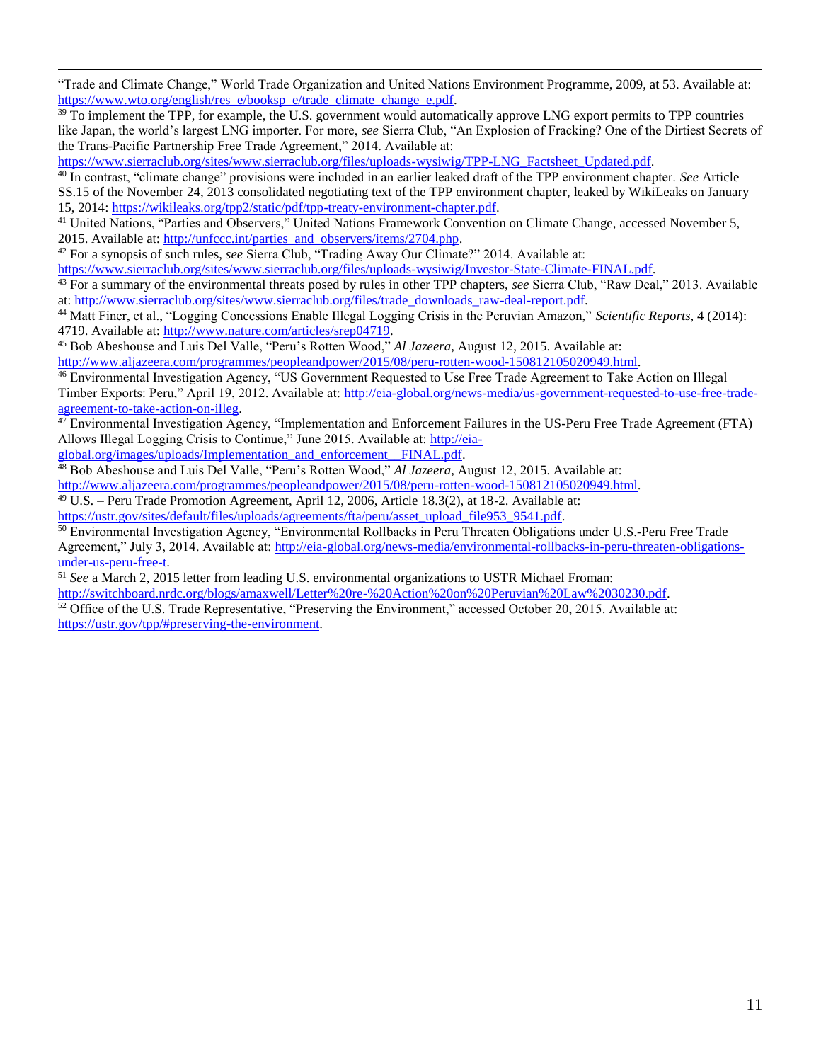"Trade and Climate Change," World Trade Organization and United Nations Environment Programme, 2009, at 53. Available at: https://www.wto.org/english/res_e/booksp_e/trade_climate_change_e.pdf.

[39] To implement the TPP, for example, the U.S. government would automatically approve LNG export permits to TPP countries like Japan, the world's largest LNG importer. For more, *see* Sierra Club, "An Explosion of Fracking? One of the Dirtiest Secrets of the Trans-Pacific Partnership Free Trade Agreement," 2014. Available at: https://www.sierraclub.org/sites/www.sierraclub.org/files/uploads-wysiwig/TPP-LNG_Factsheet_Updated.pdf.

[40] In contrast, "climate change" provisions were included in an earlier leaked draft of the TPP environment chapter. *See* Article SS.15 of the November 24, 2013 consolidated negotiating text of the TPP environment chapter, leaked by WikiLeaks on January 15, 2014: https://wikileaks.org/tpp2/static/pdf/tpp-treaty-environment-chapter.pdf.

[41] United Nations, "Parties and Observers," United Nations Framework Convention on Climate Change, accessed November 5, 2015. Available at: http://unfccc.int/parties_and_observers/items/2704.php.

[42] For a synopsis of such rules, *see* Sierra Club, "Trading Away Our Climate?" 2014. Available at: https://www.sierraclub.org/sites/www.sierraclub.org/files/uploads-wysiwig/Investor-State-Climate-FINAL.pdf.

[43] For a summary of the environmental threats posed by rules in other TPP chapters, *see* Sierra Club, "Raw Deal," 2013. Available at: http://www.sierraclub.org/sites/www.sierraclub.org/files/trade_downloads_raw-deal-report.pdf.

[44] Matt Finer, et al., "Logging Concessions Enable Illegal Logging Crisis in the Peruvian Amazon," *Scientific Reports*, 4 (2014): 4719. Available at: http://www.nature.com/articles/srep04719.

[45] Bob Abeshouse and Luis Del Valle, "Peru's Rotten Wood," *Al Jazeera*, August 12, 2015. Available at: http://www.aljazeera.com/programmes/peopleandpower/2015/08/peru-rotten-wood-150812105020949.html.

[46] Environmental Investigation Agency, "US Government Requested to Use Free Trade Agreement to Take Action on Illegal Timber Exports: Peru," April 19, 2012. Available at: http://eia-global.org/news-media/us-government-requested-to-use-free-trade-agreement-to-take-action-on-illeg.

[47] Environmental Investigation Agency, "Implementation and Enforcement Failures in the US-Peru Free Trade Agreement (FTA) Allows Illegal Logging Crisis to Continue," June 2015. Available at: http://eia-global.org/images/uploads/Implementation_and_enforcement__FINAL.pdf.

[48] Bob Abeshouse and Luis Del Valle, "Peru's Rotten Wood," *Al Jazeera*, August 12, 2015. Available at: http://www.aljazeera.com/programmes/peopleandpower/2015/08/peru-rotten-wood-150812105020949.html.

[49] U.S. – Peru Trade Promotion Agreement, April 12, 2006, Article 18.3(2), at 18-2. Available at: https://ustr.gov/sites/default/files/uploads/agreements/fta/peru/asset_upload_file953_9541.pdf.

[50] Environmental Investigation Agency, "Environmental Rollbacks in Peru Threaten Obligations under U.S.-Peru Free Trade Agreement," July 3, 2014. Available at: http://eia-global.org/news-media/environmental-rollbacks-in-peru-threaten-obligations-under-us-peru-free-t.

[51] *See* a March 2, 2015 letter from leading U.S. environmental organizations to USTR Michael Froman: http://switchboard.nrdc.org/blogs/amaxwell/Letter%20re-%20Action%20on%20Peruvian%20Law%2030230.pdf.

[52] Office of the U.S. Trade Representative, "Preserving the Environment," accessed October 20, 2015. Available at: https://ustr.gov/tpp/#preserving-the-environment.